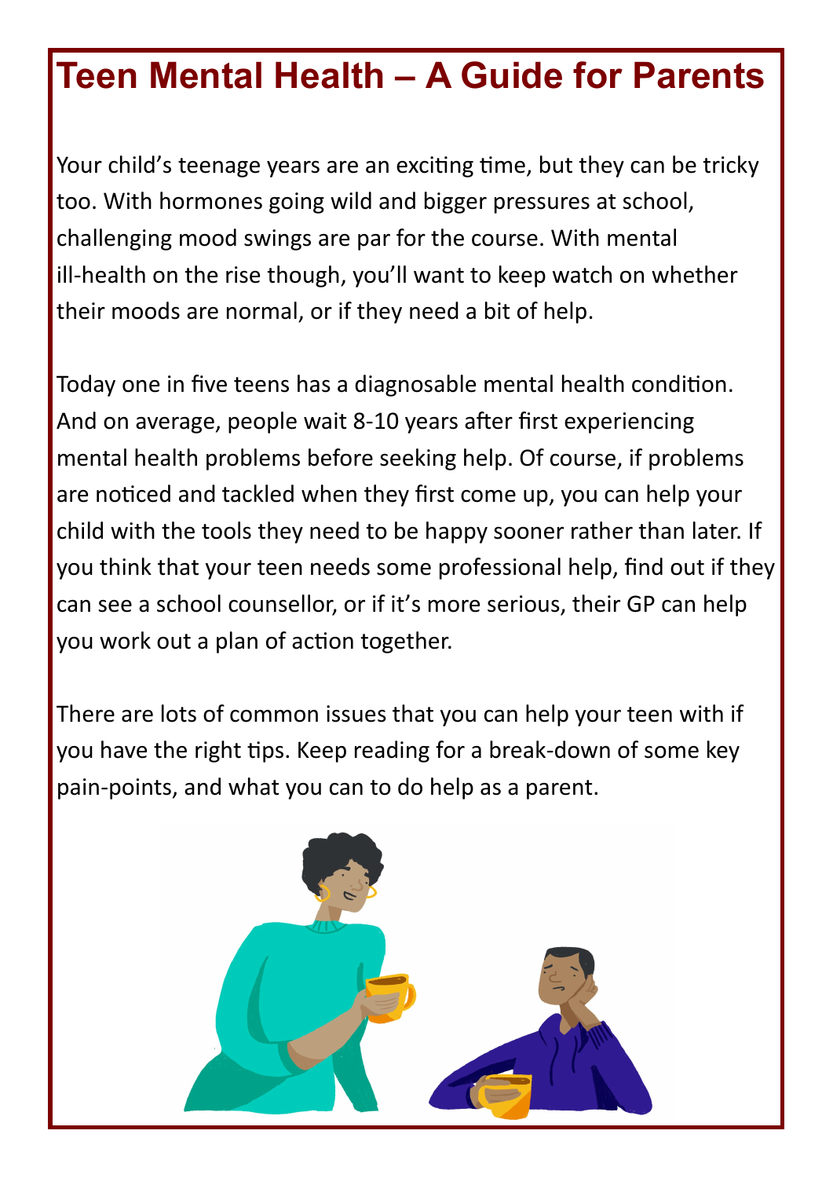# Teen Mental Health – A Guide for Parents

Your child's teenage years are an exciting time, but they can be tricky too. With hormones going wild and bigger pressures at school, challenging mood swings are par for the course. With mental ill-health on the rise though, you'll want to keep watch on whether their moods are normal, or if they need a bit of help.

Today one in five teens has a diagnosable mental health condition. And on average, people wait 8-10 years after first experiencing mental health problems before seeking help. Of course, if problems are noticed and tackled when they first come up, you can help your child with the tools they need to be happy sooner rather than later. If you think that your teen needs some professional help, find out if they can see a school counsellor, or if it's more serious, their GP can help you work out a plan of action together.

There are lots of common issues that you can help your teen with if you have the right tips. Keep reading for a break-down of some key pain-points, and what you can to do help as a parent.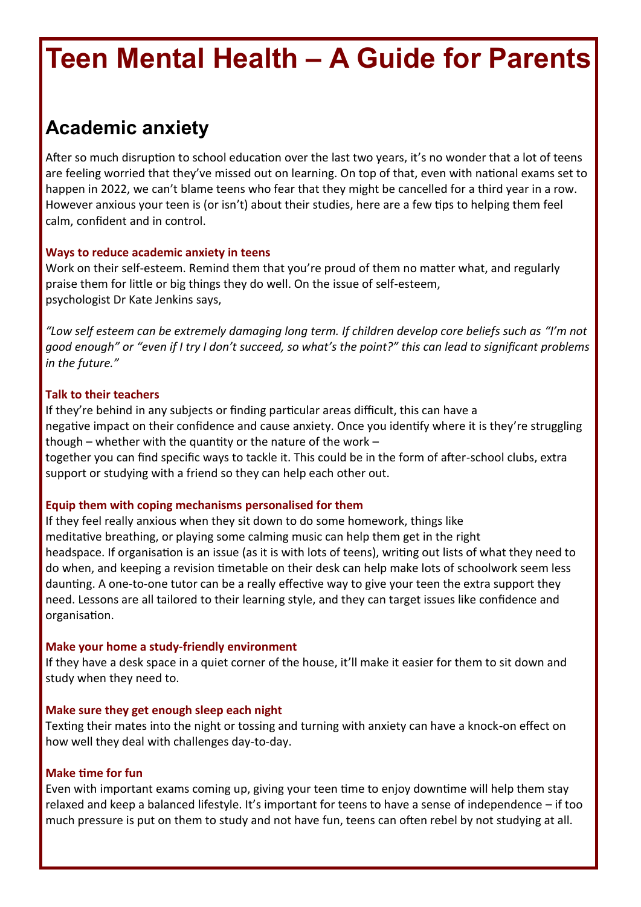# Teen Mental Health – A Guide for Parents

## Academic anxiety

After so much disruption to school education over the last two years, it's no wonder that a lot of teens are feeling worried that they've missed out on learning. On top of that, even with national exams set to happen in 2022, we can't blame teens who fear that they might be cancelled for a third year in a row. However anxious your teen is (or isn't) about their studies, here are a few tips to helping them feel calm, confident and in control.

### Ways to reduce academic anxiety in teens

Work on their self-esteem. Remind them that you're proud of them no matter what, and regularly praise them for little or big things they do well. On the issue of self-esteem, psychologist Dr Kate Jenkins says,

*"Low self esteem can be extremely damaging long term. If children develop core beliefs such as "I'm not good enough" or "even if I try I don't succeed, so what's the point?" this can lead to significant problems in the future."*

### Talk to their teachers

If they're behind in any subjects or finding particular areas difficult, this can have a negative impact on their confidence and cause anxiety. Once you identify where it is they're struggling though – whether with the quantity or the nature of the work – together you can find specific ways to tackle it. This could be in the form of after-school clubs, extra support or studying with a friend so they can help each other out.

### Equip them with coping mechanisms personalised for them

If they feel really anxious when they sit down to do some homework, things like meditative breathing, or playing some calming music can help them get in the right headspace. If organisation is an issue (as it is with lots of teens), writing out lists of what they need to do when, and keeping a revision timetable on their desk can help make lots of schoolwork seem less daunting. A one-to-one tutor can be a really effective way to give your teen the extra support they need. Lessons are all tailored to their learning style, and they can target issues like confidence and organisation.

### Make your home a study-friendly environment

If they have a desk space in a quiet corner of the house, it'll make it easier for them to sit down and study when they need to.

### Make sure they get enough sleep each night

Texting their mates into the night or tossing and turning with anxiety can have a knock-on effect on how well they deal with challenges day-to-day.

### Make time for fun

Even with important exams coming up, giving your teen time to enjoy downtime will help them stay relaxed and keep a balanced lifestyle. It's important for teens to have a sense of independence – if too much pressure is put on them to study and not have fun, teens can often rebel by not studying at all.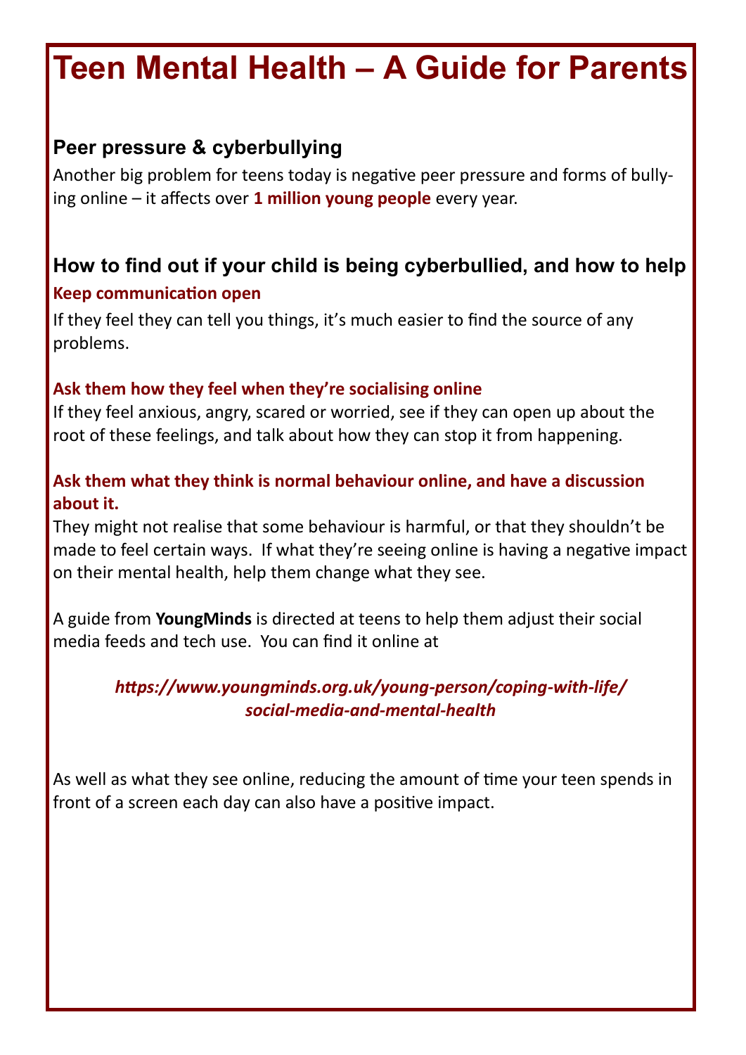# Teen Mental Health – A Guide for Parents

## Peer pressure & cyberbullying

Another big problem for teens today is negative peer pressure and forms of bullying online – it affects over **1 million young people** every year.

## How to find out if your child is being cyberbullied, and how to help

### Keep communication open

If they feel they can tell you things, it's much easier to find the source of any problems.

### Ask them how they feel when they're socialising online

If they feel anxious, angry, scared or worried, see if they can open up about the root of these feelings, and talk about how they can stop it from happening.

### Ask them what they think is normal behaviour online, and have a discussion about it.

They might not realise that some behaviour is harmful, or that they shouldn't be made to feel certain ways. If what they're seeing online is having a negative impact on their mental health, help them change what they see.

A guide from **YoungMinds** is directed at teens to help them adjust their social media feeds and tech use. You can find it online at

***https://www.youngminds.org.uk/young-person/coping-with-life/social-media-and-mental-health***

As well as what they see online, reducing the amount of time your teen spends in front of a screen each day can also have a positive impact.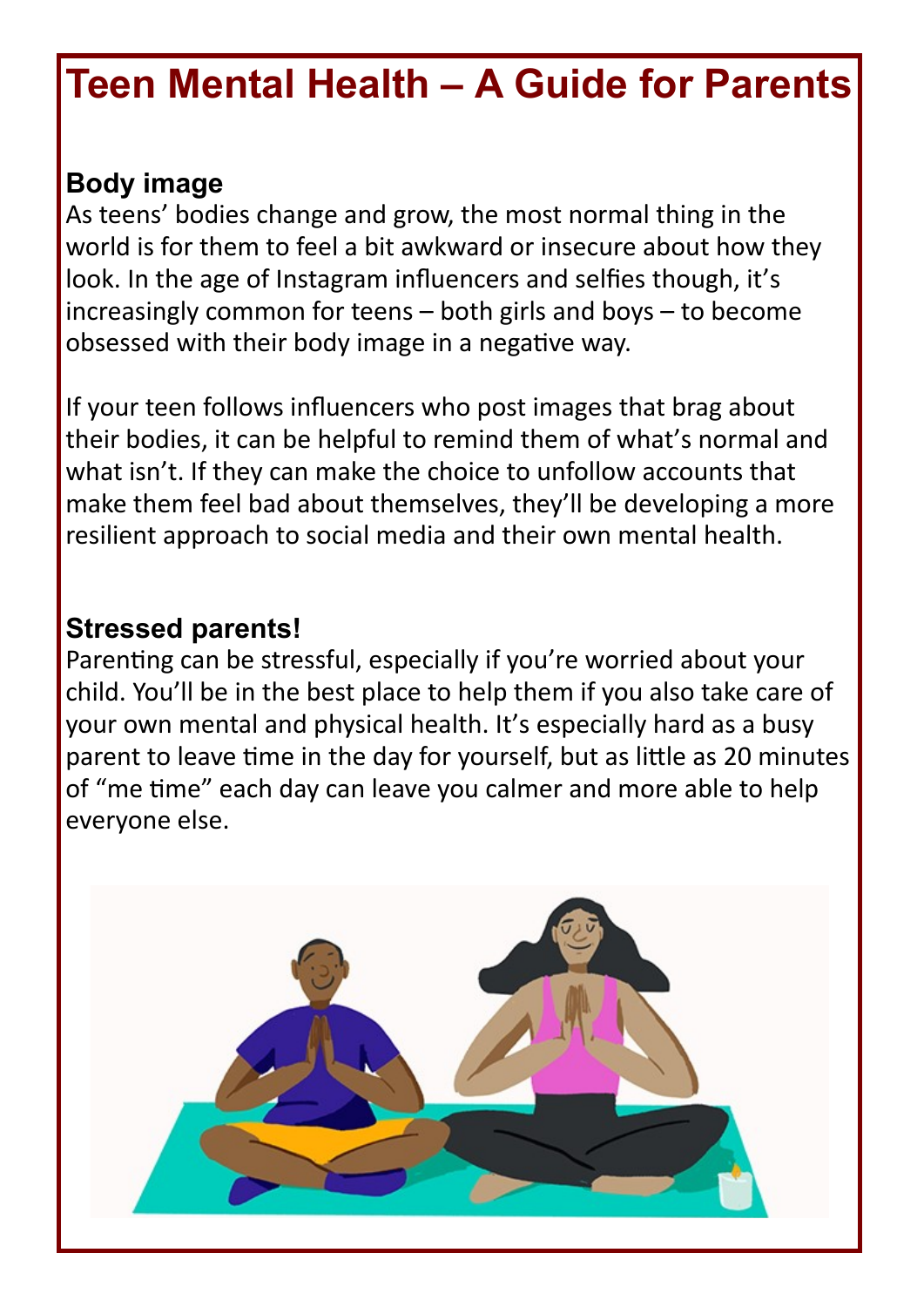# Teen Mental Health – A Guide for Parents

## Body image

As teens' bodies change and grow, the most normal thing in the world is for them to feel a bit awkward or insecure about how they look. In the age of Instagram influencers and selfies though, it's increasingly common for teens – both girls and boys – to become obsessed with their body image in a negative way.

If your teen follows influencers who post images that brag about their bodies, it can be helpful to remind them of what's normal and what isn't. If they can make the choice to unfollow accounts that make them feel bad about themselves, they'll be developing a more resilient approach to social media and their own mental health.

## Stressed parents!

Parenting can be stressful, especially if you're worried about your child. You'll be in the best place to help them if you also take care of your own mental and physical health. It's especially hard as a busy parent to leave time in the day for yourself, but as little as 20 minutes of "me time" each day can leave you calmer and more able to help everyone else.